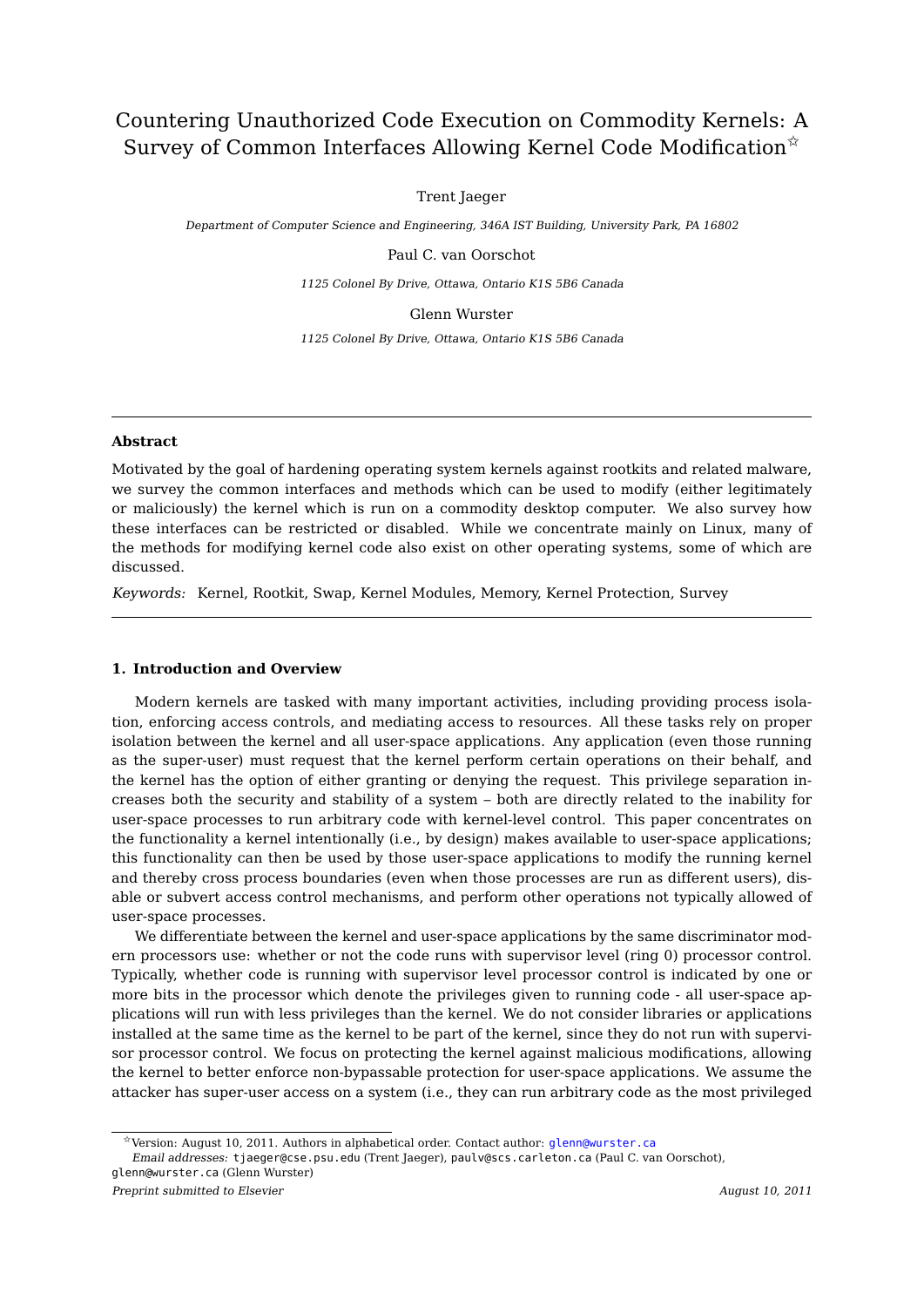# Countering Unauthorized Code Execution on Commodity Kernels: A Survey of Common Interfaces Allowing Kernel Code Modification☆

Trent Jaeger

*Department of Computer Science and Engineering, 346A IST Building, University Park, PA 16802*

Paul C. van Oorschot

*1125 Colonel By Drive, Ottawa, Ontario K1S 5B6 Canada*

Glenn Wurster

*1125 Colonel By Drive, Ottawa, Ontario K1S 5B6 Canada*

---

**Abstract**

Motivated by the goal of hardening operating system kernels against rootkits and related malware, we survey the common interfaces and methods which can be used to modify (either legitimately or maliciously) the kernel which is run on a commodity desktop computer. We also survey how these interfaces can be restricted or disabled. While we concentrate mainly on Linux, many of the methods for modifying kernel code also exist on other operating systems, some of which are discussed.

*Keywords:* Kernel, Rootkit, Swap, Kernel Modules, Memory, Kernel Protection, Survey

---

## 1. Introduction and Overview

Modern kernels are tasked with many important activities, including providing process isolation, enforcing access controls, and mediating access to resources. All these tasks rely on proper isolation between the kernel and all user-space applications. Any application (even those running as the super-user) must request that the kernel perform certain operations on their behalf, and the kernel has the option of either granting or denying the request. This privilege separation increases both the security and stability of a system – both are directly related to the inability for user-space processes to run arbitrary code with kernel-level control. This paper concentrates on the functionality a kernel intentionally (i.e., by design) makes available to user-space applications; this functionality can then be used by those user-space applications to modify the running kernel and thereby cross process boundaries (even when those processes are run as different users), disable or subvert access control mechanisms, and perform other operations not typically allowed of user-space processes.

We differentiate between the kernel and user-space applications by the same discriminator modern processors use: whether or not the code runs with supervisor level (ring 0) processor control. Typically, whether code is running with supervisor level processor control is indicated by one or more bits in the processor which denote the privileges given to running code - all user-space applications will run with less privileges than the kernel. We do not consider libraries or applications installed at the same time as the kernel to be part of the kernel, since they do not run with supervisor processor control. We focus on protecting the kernel against malicious modifications, allowing the kernel to better enforce non-bypassable protection for user-space applications. We assume the attacker has super-user access on a system (i.e., they can run arbitrary code as the most privileged

---

☆Version: August 10, 2011. Authors in alphabetical order. Contact author: glenn@wurster.ca

*Email addresses:* tjaeger@cse.psu.edu (Trent Jaeger), paulv@scs.carleton.ca (Paul C. van Oorschot), glenn@wurster.ca (Glenn Wurster)

*Preprint submitted to Elsevier* *August 10, 2011*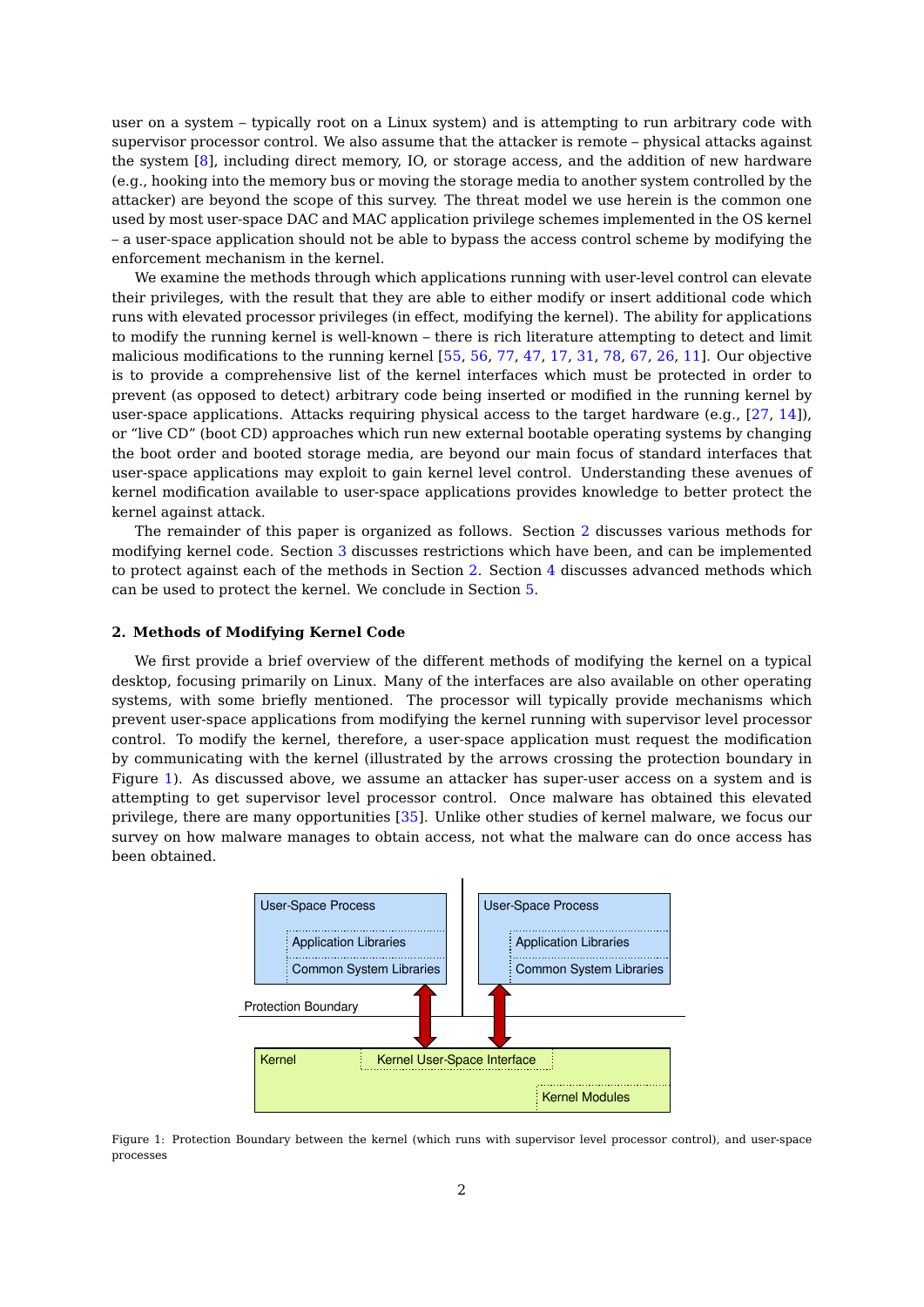user on a system – typically root on a Linux system) and is attempting to run arbitrary code with supervisor processor control. We also assume that the attacker is remote – physical attacks against the system [8], including direct memory, IO, or storage access, and the addition of new hardware (e.g., hooking into the memory bus or moving the storage media to another system controlled by the attacker) are beyond the scope of this survey. The threat model we use herein is the common one used by most user-space DAC and MAC application privilege schemes implemented in the OS kernel – a user-space application should not be able to bypass the access control scheme by modifying the enforcement mechanism in the kernel.

We examine the methods through which applications running with user-level control can elevate their privileges, with the result that they are able to either modify or insert additional code which runs with elevated processor privileges (in effect, modifying the kernel). The ability for applications to modify the running kernel is well-known – there is rich literature attempting to detect and limit malicious modifications to the running kernel [55, 56, 77, 47, 17, 31, 78, 67, 26, 11]. Our objective is to provide a comprehensive list of the kernel interfaces which must be protected in order to prevent (as opposed to detect) arbitrary code being inserted or modified in the running kernel by user-space applications. Attacks requiring physical access to the target hardware (e.g., [27, 14]), or "live CD" (boot CD) approaches which run new external bootable operating systems by changing the boot order and booted storage media, are beyond our main focus of standard interfaces that user-space applications may exploit to gain kernel level control. Understanding these avenues of kernel modification available to user-space applications provides knowledge to better protect the kernel against attack.

The remainder of this paper is organized as follows. Section 2 discusses various methods for modifying kernel code. Section 3 discusses restrictions which have been, and can be implemented to protect against each of the methods in Section 2. Section 4 discusses advanced methods which can be used to protect the kernel. We conclude in Section 5.

## 2. Methods of Modifying Kernel Code

We first provide a brief overview of the different methods of modifying the kernel on a typical desktop, focusing primarily on Linux. Many of the interfaces are also available on other operating systems, with some briefly mentioned. The processor will typically provide mechanisms which prevent user-space applications from modifying the kernel running with supervisor level processor control. To modify the kernel, therefore, a user-space application must request the modification by communicating with the kernel (illustrated by the arrows crossing the protection boundary in Figure 1). As discussed above, we assume an attacker has super-user access on a system and is attempting to get supervisor level processor control. Once malware has obtained this elevated privilege, there are many opportunities [35]. Unlike other studies of kernel malware, we focus our survey on how malware manages to obtain access, not what the malware can do once access has been obtained.

Figure 1: Protection Boundary between the kernel (which runs with supervisor level processor control), and user-space processes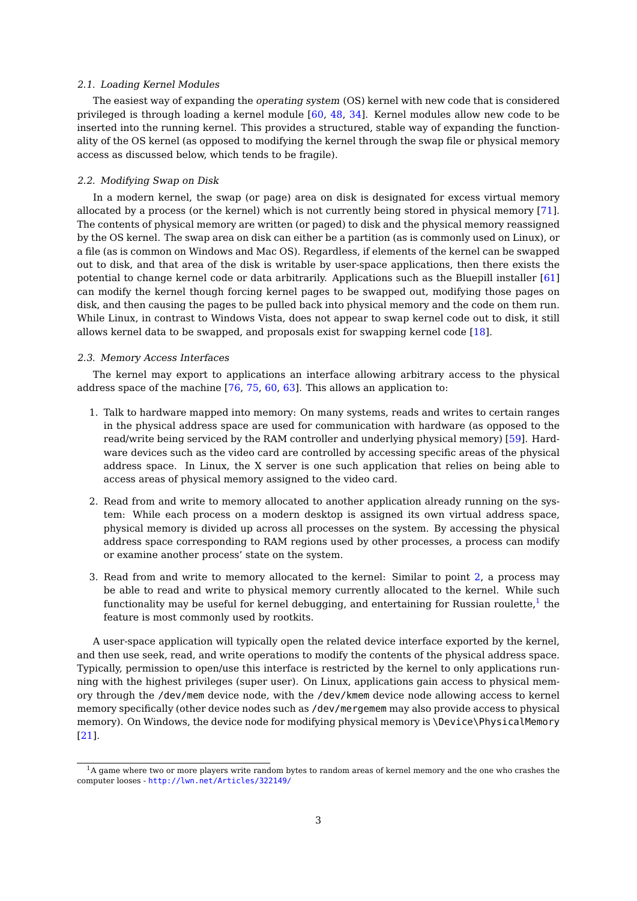### 2.1. Loading Kernel Modules

The easiest way of expanding the *operating system* (OS) kernel with new code that is considered privileged is through loading a kernel module [60, 48, 34]. Kernel modules allow new code to be inserted into the running kernel. This provides a structured, stable way of expanding the functionality of the OS kernel (as opposed to modifying the kernel through the swap file or physical memory access as discussed below, which tends to be fragile).

### 2.2. Modifying Swap on Disk

In a modern kernel, the swap (or page) area on disk is designated for excess virtual memory allocated by a process (or the kernel) which is not currently being stored in physical memory [71]. The contents of physical memory are written (or paged) to disk and the physical memory reassigned by the OS kernel. The swap area on disk can either be a partition (as is commonly used on Linux), or a file (as is common on Windows and Mac OS). Regardless, if elements of the kernel can be swapped out to disk, and that area of the disk is writable by user-space applications, then there exists the potential to change kernel code or data arbitrarily. Applications such as the Bluepill installer [61] can modify the kernel though forcing kernel pages to be swapped out, modifying those pages on disk, and then causing the pages to be pulled back into physical memory and the code on them run. While Linux, in contrast to Windows Vista, does not appear to swap kernel code out to disk, it still allows kernel data to be swapped, and proposals exist for swapping kernel code [18].

### 2.3. Memory Access Interfaces

The kernel may export to applications an interface allowing arbitrary access to the physical address space of the machine [76, 75, 60, 63]. This allows an application to:

1. Talk to hardware mapped into memory: On many systems, reads and writes to certain ranges in the physical address space are used for communication with hardware (as opposed to the read/write being serviced by the RAM controller and underlying physical memory) [59]. Hardware devices such as the video card are controlled by accessing specific areas of the physical address space. In Linux, the X server is one such application that relies on being able to access areas of physical memory assigned to the video card.

2. Read from and write to memory allocated to another application already running on the system: While each process on a modern desktop is assigned its own virtual address space, physical memory is divided up across all processes on the system. By accessing the physical address space corresponding to RAM regions used by other processes, a process can modify or examine another process' state on the system.

3. Read from and write to memory allocated to the kernel: Similar to point 2, a process may be able to read and write to physical memory currently allocated to the kernel. While such functionality may be useful for kernel debugging, and entertaining for Russian roulette,[1] the feature is most commonly used by rootkits.

A user-space application will typically open the related device interface exported by the kernel, and then use seek, read, and write operations to modify the contents of the physical address space. Typically, permission to open/use this interface is restricted by the kernel to only applications running with the highest privileges (super user). On Linux, applications gain access to physical memory through the `/dev/mem` device node, with the `/dev/kmem` device node allowing access to kernel memory specifically (other device nodes such as `/dev/mergemem` may also provide access to physical memory). On Windows, the device node for modifying physical memory is `\Device\PhysicalMemory` [21].

---

[1] A game where two or more players write random bytes to random areas of kernel memory and the one who crashes the computer looses - http://lwn.net/Articles/322149/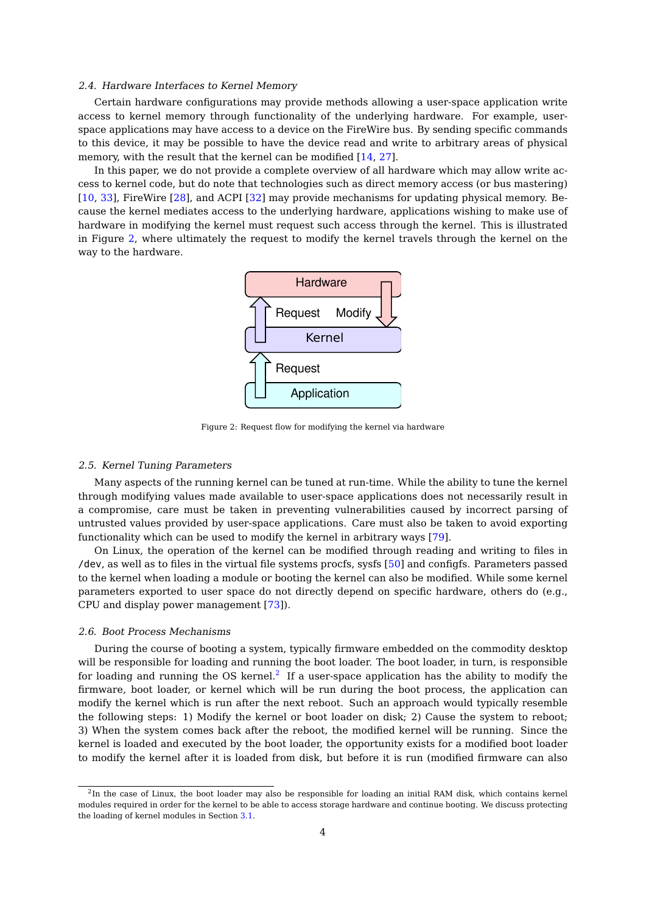### 2.4. Hardware Interfaces to Kernel Memory

Certain hardware configurations may provide methods allowing a user-space application write access to kernel memory through functionality of the underlying hardware. For example, user-space applications may have access to a device on the FireWire bus. By sending specific commands to this device, it may be possible to have the device read and write to arbitrary areas of physical memory, with the result that the kernel can be modified [14, 27].

In this paper, we do not provide a complete overview of all hardware which may allow write access to kernel code, but do note that technologies such as direct memory access (or bus mastering) [10, 33], FireWire [28], and ACPI [32] may provide mechanisms for updating physical memory. Because the kernel mediates access to the underlying hardware, applications wishing to make use of hardware in modifying the kernel must request such access through the kernel. This is illustrated in Figure 2, where ultimately the request to modify the kernel travels through the kernel on the way to the hardware.

Figure 2: Request flow for modifying the kernel via hardware

### 2.5. Kernel Tuning Parameters

Many aspects of the running kernel can be tuned at run-time. While the ability to tune the kernel through modifying values made available to user-space applications does not necessarily result in a compromise, care must be taken in preventing vulnerabilities caused by incorrect parsing of untrusted values provided by user-space applications. Care must also be taken to avoid exporting functionality which can be used to modify the kernel in arbitrary ways [79].

On Linux, the operation of the kernel can be modified through reading and writing to files in `/dev`, as well as to files in the virtual file systems procfs, sysfs [50] and configfs. Parameters passed to the kernel when loading a module or booting the kernel can also be modified. While some kernel parameters exported to user space do not directly depend on specific hardware, others do (e.g., CPU and display power management [73]).

### 2.6. Boot Process Mechanisms

During the course of booting a system, typically firmware embedded on the commodity desktop will be responsible for loading and running the boot loader. The boot loader, in turn, is responsible for loading and running the OS kernel.[2] If a user-space application has the ability to modify the firmware, boot loader, or kernel which will be run during the boot process, the application can modify the kernel which is run after the next reboot. Such an approach would typically resemble the following steps: 1) Modify the kernel or boot loader on disk; 2) Cause the system to reboot; 3) When the system comes back after the reboot, the modified kernel will be running. Since the kernel is loaded and executed by the boot loader, the opportunity exists for a modified boot loader to modify the kernel after it is loaded from disk, but before it is run (modified firmware can also

[2] In the case of Linux, the boot loader may also be responsible for loading an initial RAM disk, which contains kernel modules required in order for the kernel to be able to access storage hardware and continue booting. We discuss protecting the loading of kernel modules in Section 3.1.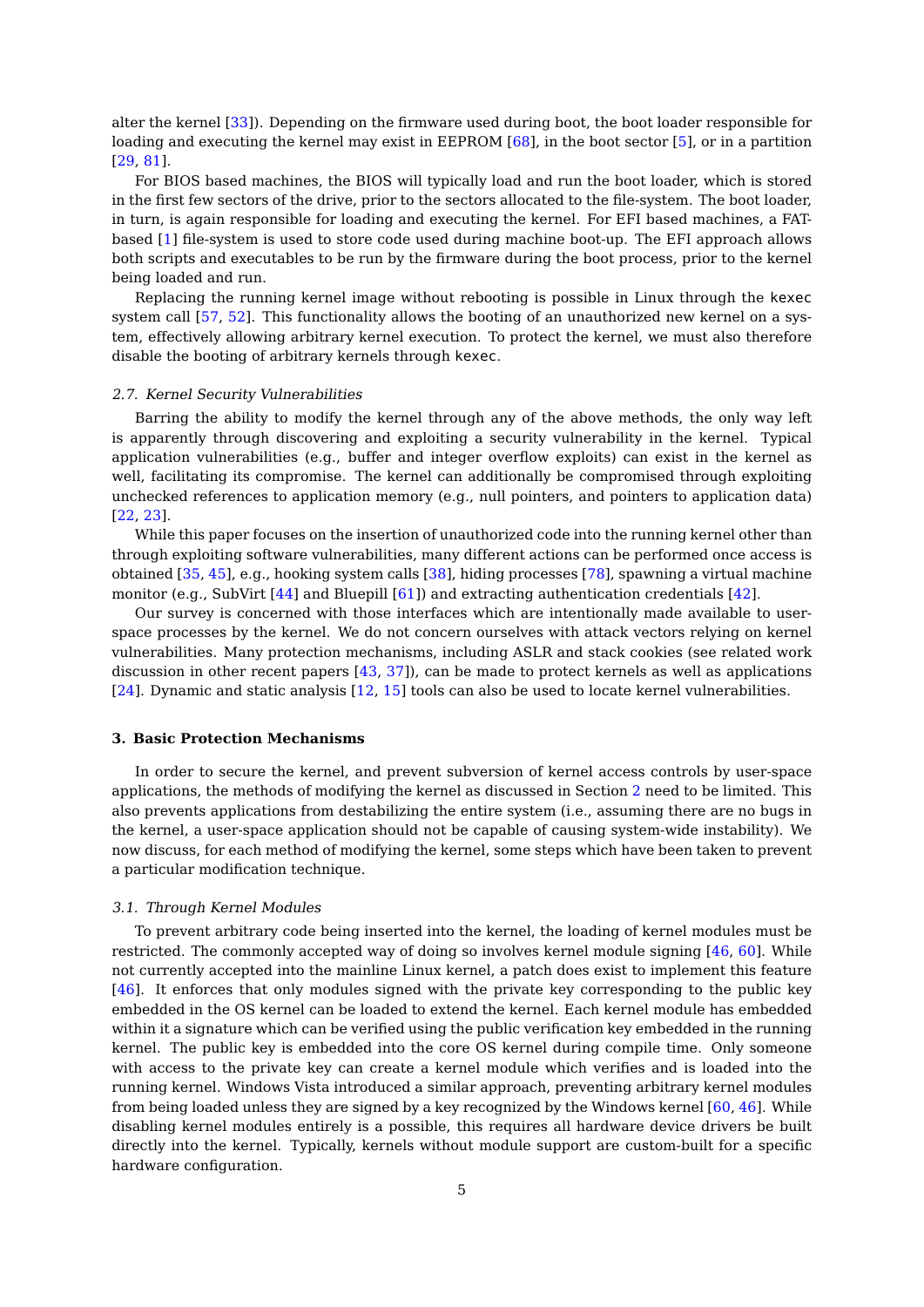alter the kernel [33]). Depending on the firmware used during boot, the boot loader responsible for loading and executing the kernel may exist in EEPROM [68], in the boot sector [5], or in a partition [29, 81].

For BIOS based machines, the BIOS will typically load and run the boot loader, which is stored in the first few sectors of the drive, prior to the sectors allocated to the file-system. The boot loader, in turn, is again responsible for loading and executing the kernel. For EFI based machines, a FAT-based [1] file-system is used to store code used during machine boot-up. The EFI approach allows both scripts and executables to be run by the firmware during the boot process, prior to the kernel being loaded and run.

Replacing the running kernel image without rebooting is possible in Linux through the kexec system call [57, 52]. This functionality allows the booting of an unauthorized new kernel on a system, effectively allowing arbitrary kernel execution. To protect the kernel, we must also therefore disable the booting of arbitrary kernels through kexec.

### *2.7. Kernel Security Vulnerabilities*

Barring the ability to modify the kernel through any of the above methods, the only way left is apparently through discovering and exploiting a security vulnerability in the kernel. Typical application vulnerabilities (e.g., buffer and integer overflow exploits) can exist in the kernel as well, facilitating its compromise. The kernel can additionally be compromised through exploiting unchecked references to application memory (e.g., null pointers, and pointers to application data) [22, 23].

While this paper focuses on the insertion of unauthorized code into the running kernel other than through exploiting software vulnerabilities, many different actions can be performed once access is obtained [35, 45], e.g., hooking system calls [38], hiding processes [78], spawning a virtual machine monitor (e.g., SubVirt [44] and Bluepill [61]) and extracting authentication credentials [42].

Our survey is concerned with those interfaces which are intentionally made available to user-space processes by the kernel. We do not concern ourselves with attack vectors relying on kernel vulnerabilities. Many protection mechanisms, including ASLR and stack cookies (see related work discussion in other recent papers [43, 37]), can be made to protect kernels as well as applications [24]. Dynamic and static analysis [12, 15] tools can also be used to locate kernel vulnerabilities.

## 3. Basic Protection Mechanisms

In order to secure the kernel, and prevent subversion of kernel access controls by user-space applications, the methods of modifying the kernel as discussed in Section 2 need to be limited. This also prevents applications from destabilizing the entire system (i.e., assuming there are no bugs in the kernel, a user-space application should not be capable of causing system-wide instability). We now discuss, for each method of modifying the kernel, some steps which have been taken to prevent a particular modification technique.

### *3.1. Through Kernel Modules*

To prevent arbitrary code being inserted into the kernel, the loading of kernel modules must be restricted. The commonly accepted way of doing so involves kernel module signing [46, 60]. While not currently accepted into the mainline Linux kernel, a patch does exist to implement this feature [46]. It enforces that only modules signed with the private key corresponding to the public key embedded in the OS kernel can be loaded to extend the kernel. Each kernel module has embedded within it a signature which can be verified using the public verification key embedded in the running kernel. The public key is embedded into the core OS kernel during compile time. Only someone with access to the private key can create a kernel module which verifies and is loaded into the running kernel. Windows Vista introduced a similar approach, preventing arbitrary kernel modules from being loaded unless they are signed by a key recognized by the Windows kernel [60, 46]. While disabling kernel modules entirely is a possible, this requires all hardware device drivers be built directly into the kernel. Typically, kernels without module support are custom-built for a specific hardware configuration.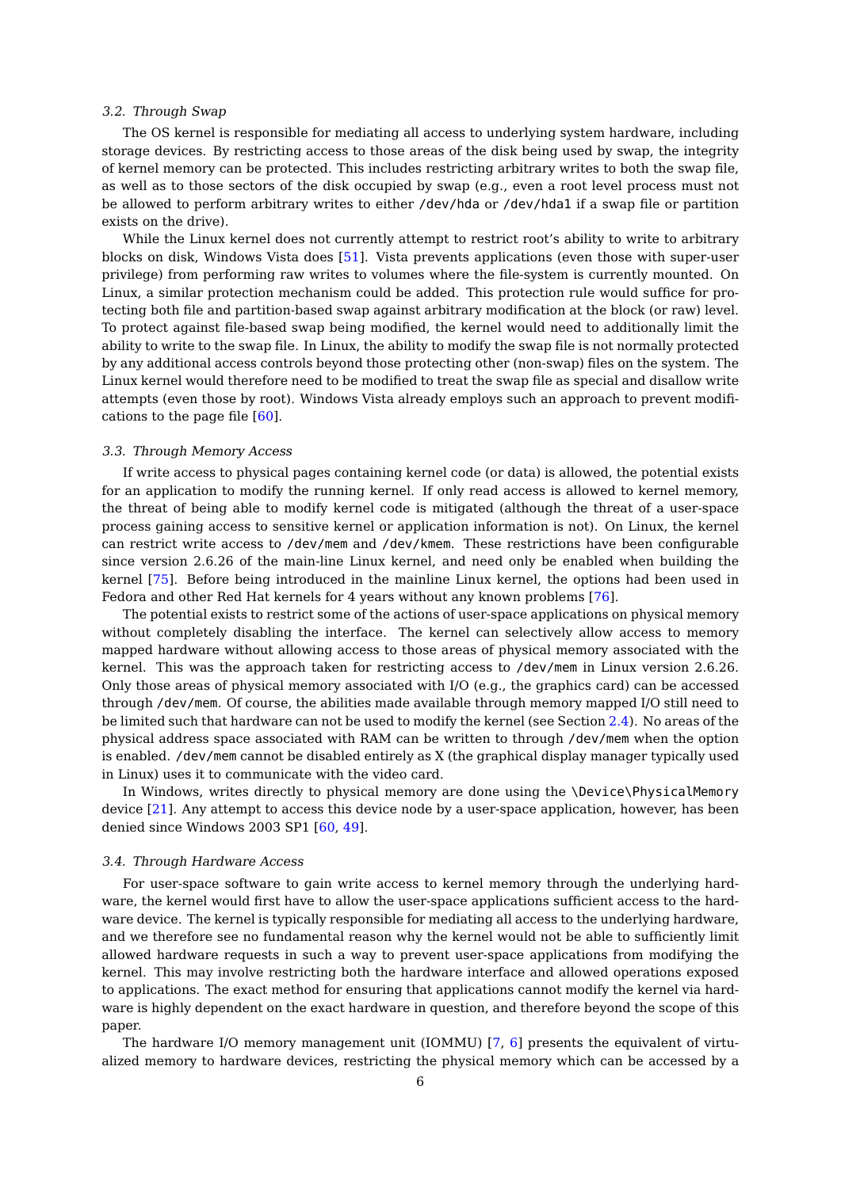### 3.2. Through Swap

The OS kernel is responsible for mediating all access to underlying system hardware, including storage devices. By restricting access to those areas of the disk being used by swap, the integrity of kernel memory can be protected. This includes restricting arbitrary writes to both the swap file, as well as to those sectors of the disk occupied by swap (e.g., even a root level process must not be allowed to perform arbitrary writes to either `/dev/hda` or `/dev/hda1` if a swap file or partition exists on the drive).

While the Linux kernel does not currently attempt to restrict root's ability to write to arbitrary blocks on disk, Windows Vista does [51]. Vista prevents applications (even those with super-user privilege) from performing raw writes to volumes where the file-system is currently mounted. On Linux, a similar protection mechanism could be added. This protection rule would suffice for protecting both file and partition-based swap against arbitrary modification at the block (or raw) level. To protect against file-based swap being modified, the kernel would need to additionally limit the ability to write to the swap file. In Linux, the ability to modify the swap file is not normally protected by any additional access controls beyond those protecting other (non-swap) files on the system. The Linux kernel would therefore need to be modified to treat the swap file as special and disallow write attempts (even those by root). Windows Vista already employs such an approach to prevent modifications to the page file [60].

### 3.3. Through Memory Access

If write access to physical pages containing kernel code (or data) is allowed, the potential exists for an application to modify the running kernel. If only read access is allowed to kernel memory, the threat of being able to modify kernel code is mitigated (although the threat of a user-space process gaining access to sensitive kernel or application information is not). On Linux, the kernel can restrict write access to `/dev/mem` and `/dev/kmem`. These restrictions have been configurable since version 2.6.26 of the main-line Linux kernel, and need only be enabled when building the kernel [75]. Before being introduced in the mainline Linux kernel, the options had been used in Fedora and other Red Hat kernels for 4 years without any known problems [76].

The potential exists to restrict some of the actions of user-space applications on physical memory without completely disabling the interface. The kernel can selectively allow access to memory mapped hardware without allowing access to those areas of physical memory associated with the kernel. This was the approach taken for restricting access to `/dev/mem` in Linux version 2.6.26. Only those areas of physical memory associated with I/O (e.g., the graphics card) can be accessed through `/dev/mem`. Of course, the abilities made available through memory mapped I/O still need to be limited such that hardware can not be used to modify the kernel (see Section 2.4). No areas of the physical address space associated with RAM can be written to through `/dev/mem` when the option is enabled. `/dev/mem` cannot be disabled entirely as X (the graphical display manager typically used in Linux) uses it to communicate with the video card.

In Windows, writes directly to physical memory are done using the `\Device\PhysicalMemory` device [21]. Any attempt to access this device node by a user-space application, however, has been denied since Windows 2003 SP1 [60, 49].

### 3.4. Through Hardware Access

For user-space software to gain write access to kernel memory through the underlying hardware, the kernel would first have to allow the user-space applications sufficient access to the hardware device. The kernel is typically responsible for mediating all access to the underlying hardware, and we therefore see no fundamental reason why the kernel would not be able to sufficiently limit allowed hardware requests in such a way to prevent user-space applications from modifying the kernel. This may involve restricting both the hardware interface and allowed operations exposed to applications. The exact method for ensuring that applications cannot modify the kernel via hardware is highly dependent on the exact hardware in question, and therefore beyond the scope of this paper.

The hardware I/O memory management unit (IOMMU) [7, 6] presents the equivalent of virtualized memory to hardware devices, restricting the physical memory which can be accessed by a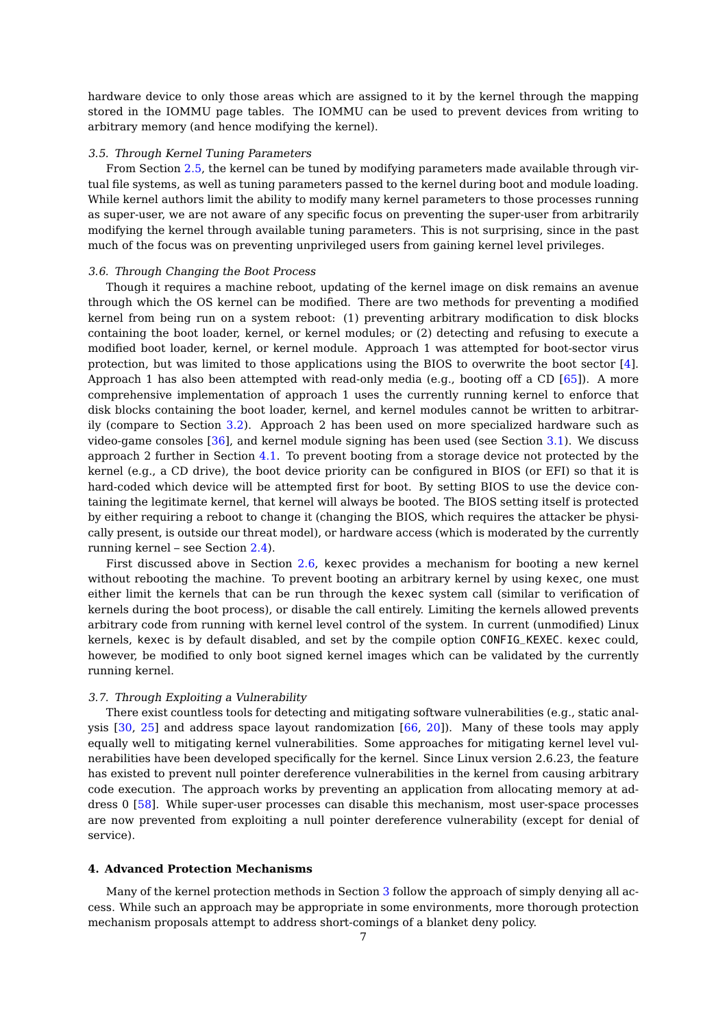hardware device to only those areas which are assigned to it by the kernel through the mapping stored in the IOMMU page tables. The IOMMU can be used to prevent devices from writing to arbitrary memory (and hence modifying the kernel).

### *3.5. Through Kernel Tuning Parameters*

From Section 2.5, the kernel can be tuned by modifying parameters made available through virtual file systems, as well as tuning parameters passed to the kernel during boot and module loading. While kernel authors limit the ability to modify many kernel parameters to those processes running as super-user, we are not aware of any specific focus on preventing the super-user from arbitrarily modifying the kernel through available tuning parameters. This is not surprising, since in the past much of the focus was on preventing unprivileged users from gaining kernel level privileges.

### *3.6. Through Changing the Boot Process*

Though it requires a machine reboot, updating of the kernel image on disk remains an avenue through which the OS kernel can be modified. There are two methods for preventing a modified kernel from being run on a system reboot: (1) preventing arbitrary modification to disk blocks containing the boot loader, kernel, or kernel modules; or (2) detecting and refusing to execute a modified boot loader, kernel, or kernel module. Approach 1 was attempted for boot-sector virus protection, but was limited to those applications using the BIOS to overwrite the boot sector [4]. Approach 1 has also been attempted with read-only media (e.g., booting off a CD [65]). A more comprehensive implementation of approach 1 uses the currently running kernel to enforce that disk blocks containing the boot loader, kernel, and kernel modules cannot be written to arbitrarily (compare to Section 3.2). Approach 2 has been used on more specialized hardware such as video-game consoles [36], and kernel module signing has been used (see Section 3.1). We discuss approach 2 further in Section 4.1. To prevent booting from a storage device not protected by the kernel (e.g., a CD drive), the boot device priority can be configured in BIOS (or EFI) so that it is hard-coded which device will be attempted first for boot. By setting BIOS to use the device containing the legitimate kernel, that kernel will always be booted. The BIOS setting itself is protected by either requiring a reboot to change it (changing the BIOS, which requires the attacker be physically present, is outside our threat model), or hardware access (which is moderated by the currently running kernel – see Section 2.4).

First discussed above in Section 2.6, `kexec` provides a mechanism for booting a new kernel without rebooting the machine. To prevent booting an arbitrary kernel by using `kexec`, one must either limit the kernels that can be run through the `kexec` system call (similar to verification of kernels during the boot process), or disable the call entirely. Limiting the kernels allowed prevents arbitrary code from running with kernel level control of the system. In current (unmodified) Linux kernels, `kexec` is by default disabled, and set by the compile option `CONFIG_KEXEC`. `kexec` could, however, be modified to only boot signed kernel images which can be validated by the currently running kernel.

### *3.7. Through Exploiting a Vulnerability*

There exist countless tools for detecting and mitigating software vulnerabilities (e.g., static analysis [30, 25] and address space layout randomization [66, 20]). Many of these tools may apply equally well to mitigating kernel vulnerabilities. Some approaches for mitigating kernel level vulnerabilities have been developed specifically for the kernel. Since Linux version 2.6.23, the feature has existed to prevent null pointer dereference vulnerabilities in the kernel from causing arbitrary code execution. The approach works by preventing an application from allocating memory at address 0 [58]. While super-user processes can disable this mechanism, most user-space processes are now prevented from exploiting a null pointer dereference vulnerability (except for denial of service).

## 4. Advanced Protection Mechanisms

Many of the kernel protection methods in Section 3 follow the approach of simply denying all access. While such an approach may be appropriate in some environments, more thorough protection mechanism proposals attempt to address short-comings of a blanket deny policy.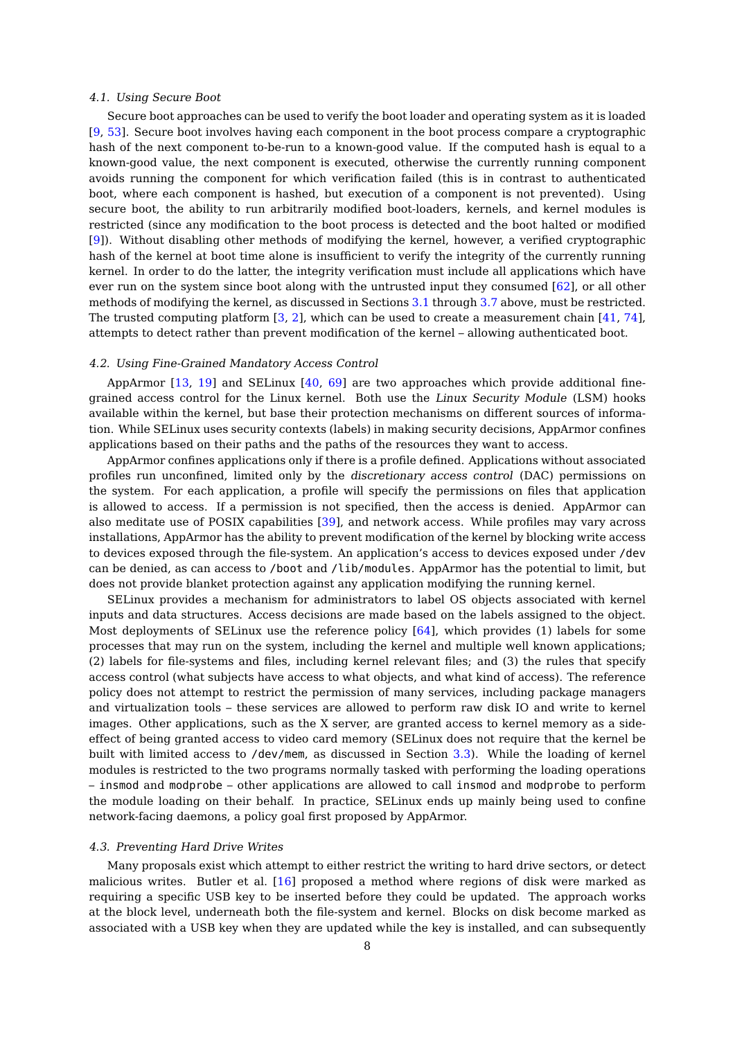### 4.1. Using Secure Boot

Secure boot approaches can be used to verify the boot loader and operating system as it is loaded [9, 53]. Secure boot involves having each component in the boot process compare a cryptographic hash of the next component to-be-run to a known-good value. If the computed hash is equal to a known-good value, the next component is executed, otherwise the currently running component avoids running the component for which verification failed (this is in contrast to authenticated boot, where each component is hashed, but execution of a component is not prevented). Using secure boot, the ability to run arbitrarily modified boot-loaders, kernels, and kernel modules is restricted (since any modification to the boot process is detected and the boot halted or modified [9]). Without disabling other methods of modifying the kernel, however, a verified cryptographic hash of the kernel at boot time alone is insufficient to verify the integrity of the currently running kernel. In order to do the latter, the integrity verification must include all applications which have ever run on the system since boot along with the untrusted input they consumed [62], or all other methods of modifying the kernel, as discussed in Sections 3.1 through 3.7 above, must be restricted. The trusted computing platform [3, 2], which can be used to create a measurement chain [41, 74], attempts to detect rather than prevent modification of the kernel – allowing authenticated boot.

### 4.2. Using Fine-Grained Mandatory Access Control

AppArmor [13, 19] and SELinux [40, 69] are two approaches which provide additional fine-grained access control for the Linux kernel. Both use the *Linux Security Module* (LSM) hooks available within the kernel, but base their protection mechanisms on different sources of information. While SELinux uses security contexts (labels) in making security decisions, AppArmor confines applications based on their paths and the paths of the resources they want to access.

AppArmor confines applications only if there is a profile defined. Applications without associated profiles run unconfined, limited only by the *discretionary access control* (DAC) permissions on the system. For each application, a profile will specify the permissions on files that application is allowed to access. If a permission is not specified, then the access is denied. AppArmor can also meditate use of POSIX capabilities [39], and network access. While profiles may vary across installations, AppArmor has the ability to prevent modification of the kernel by blocking write access to devices exposed through the file-system. An application's access to devices exposed under `/dev` can be denied, as can access to `/boot` and `/lib/modules`. AppArmor has the potential to limit, but does not provide blanket protection against any application modifying the running kernel.

SELinux provides a mechanism for administrators to label OS objects associated with kernel inputs and data structures. Access decisions are made based on the labels assigned to the object. Most deployments of SELinux use the reference policy [64], which provides (1) labels for some processes that may run on the system, including the kernel and multiple well known applications; (2) labels for file-systems and files, including kernel relevant files; and (3) the rules that specify access control (what subjects have access to what objects, and what kind of access). The reference policy does not attempt to restrict the permission of many services, including package managers and virtualization tools – these services are allowed to perform raw disk IO and write to kernel images. Other applications, such as the X server, are granted access to kernel memory as a side-effect of being granted access to video card memory (SELinux does not require that the kernel be built with limited access to `/dev/mem`, as discussed in Section 3.3). While the loading of kernel modules is restricted to the two programs normally tasked with performing the loading operations – `insmod` and `modprobe` – other applications are allowed to call `insmod` and `modprobe` to perform the module loading on their behalf. In practice, SELinux ends up mainly being used to confine network-facing daemons, a policy goal first proposed by AppArmor.

### 4.3. Preventing Hard Drive Writes

Many proposals exist which attempt to either restrict the writing to hard drive sectors, or detect malicious writes. Butler et al. [16] proposed a method where regions of disk were marked as requiring a specific USB key to be inserted before they could be updated. The approach works at the block level, underneath both the file-system and kernel. Blocks on disk become marked as associated with a USB key when they are updated while the key is installed, and can subsequently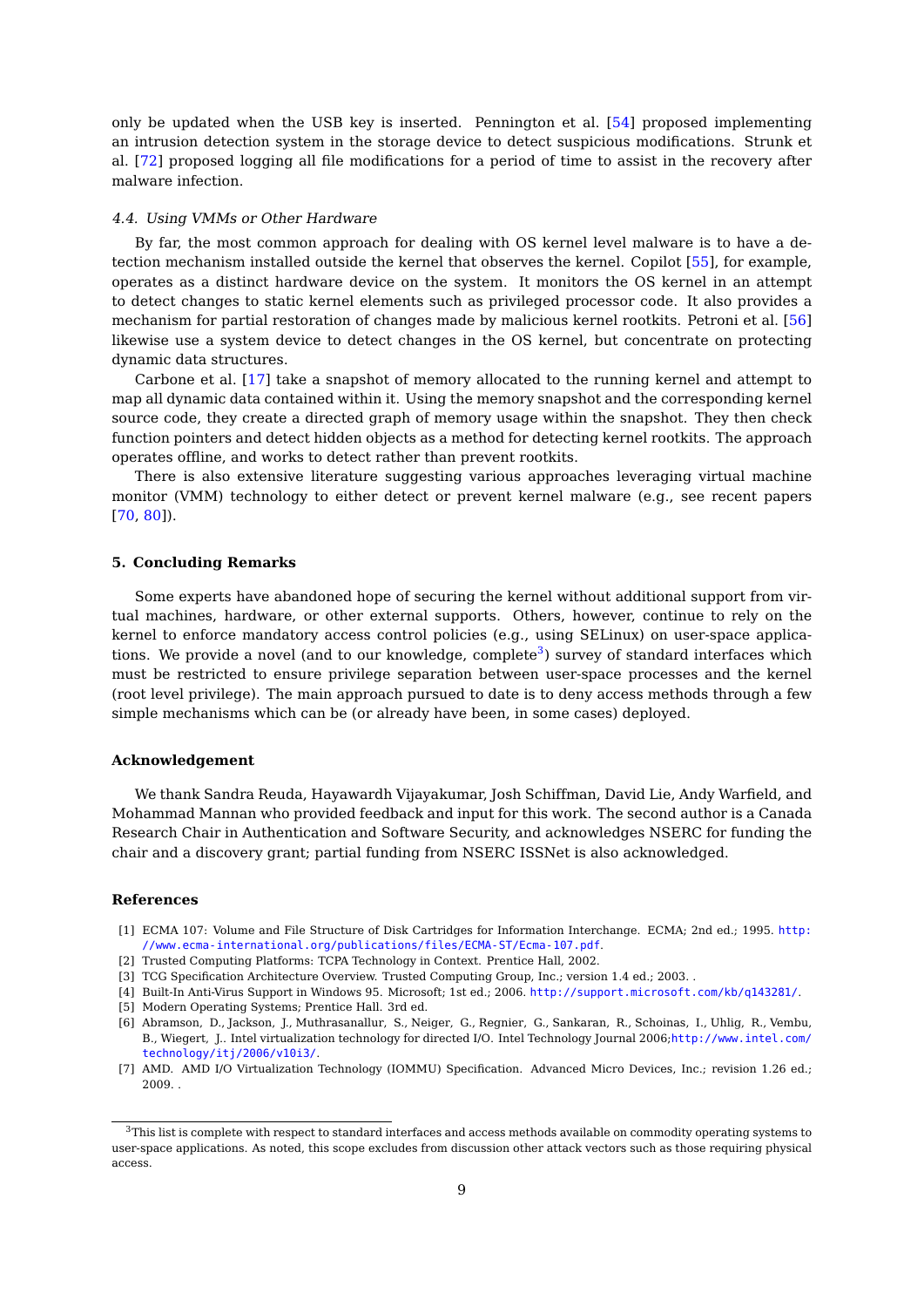only be updated when the USB key is inserted. Pennington et al. [54] proposed implementing an intrusion detection system in the storage device to detect suspicious modifications. Strunk et al. [72] proposed logging all file modifications for a period of time to assist in the recovery after malware infection.

### *4.4. Using VMMs or Other Hardware*

By far, the most common approach for dealing with OS kernel level malware is to have a detection mechanism installed outside the kernel that observes the kernel. Copilot [55], for example, operates as a distinct hardware device on the system. It monitors the OS kernel in an attempt to detect changes to static kernel elements such as privileged processor code. It also provides a mechanism for partial restoration of changes made by malicious kernel rootkits. Petroni et al. [56] likewise use a system device to detect changes in the OS kernel, but concentrate on protecting dynamic data structures.

Carbone et al. [17] take a snapshot of memory allocated to the running kernel and attempt to map all dynamic data contained within it. Using the memory snapshot and the corresponding kernel source code, they create a directed graph of memory usage within the snapshot. They then check function pointers and detect hidden objects as a method for detecting kernel rootkits. The approach operates offline, and works to detect rather than prevent rootkits.

There is also extensive literature suggesting various approaches leveraging virtual machine monitor (VMM) technology to either detect or prevent kernel malware (e.g., see recent papers [70, 80]).

## **5. Concluding Remarks**

Some experts have abandoned hope of securing the kernel without additional support from virtual machines, hardware, or other external supports. Others, however, continue to rely on the kernel to enforce mandatory access control policies (e.g., using SELinux) on user-space applications. We provide a novel (and to our knowledge, complete[3]) survey of standard interfaces which must be restricted to ensure privilege separation between user-space processes and the kernel (root level privilege). The main approach pursued to date is to deny access methods through a few simple mechanisms which can be (or already have been, in some cases) deployed.

## **Acknowledgement**

We thank Sandra Reuda, Hayawardh Vijayakumar, Josh Schiffman, David Lie, Andy Warfield, and Mohammad Mannan who provided feedback and input for this work. The second author is a Canada Research Chair in Authentication and Software Security, and acknowledges NSERC for funding the chair and a discovery grant; partial funding from NSERC ISSNet is also acknowledged.

## **References**

[1] ECMA 107: Volume and File Structure of Disk Cartridges for Information Interchange. ECMA; 2nd ed.; 1995. http://www.ecma-international.org/publications/files/ECMA-ST/Ecma-107.pdf.

[2] Trusted Computing Platforms: TCPA Technology in Context. Prentice Hall, 2002.

[3] TCG Specification Architecture Overview. Trusted Computing Group, Inc.; version 1.4 ed.; 2003. .

[4] Built-In Anti-Virus Support in Windows 95. Microsoft; 1st ed.; 2006. http://support.microsoft.com/kb/q143281/.

[5] Modern Operating Systems; Prentice Hall. 3rd ed.

[6] Abramson, D., Jackson, J., Muthrasanallur, S., Neiger, G., Regnier, G., Sankaran, R., Schoinas, I., Uhlig, R., Vembu, B., Wiegert, J.. Intel virtualization technology for directed I/O. Intel Technology Journal 2006;http://www.intel.com/technology/itj/2006/v10i3/.

[7] AMD. AMD I/O Virtualization Technology (IOMMU) Specification. Advanced Micro Devices, Inc.; revision 1.26 ed.; 2009. .

[3] This list is complete with respect to standard interfaces and access methods available on commodity operating systems to user-space applications. As noted, this scope excludes from discussion other attack vectors such as those requiring physical access.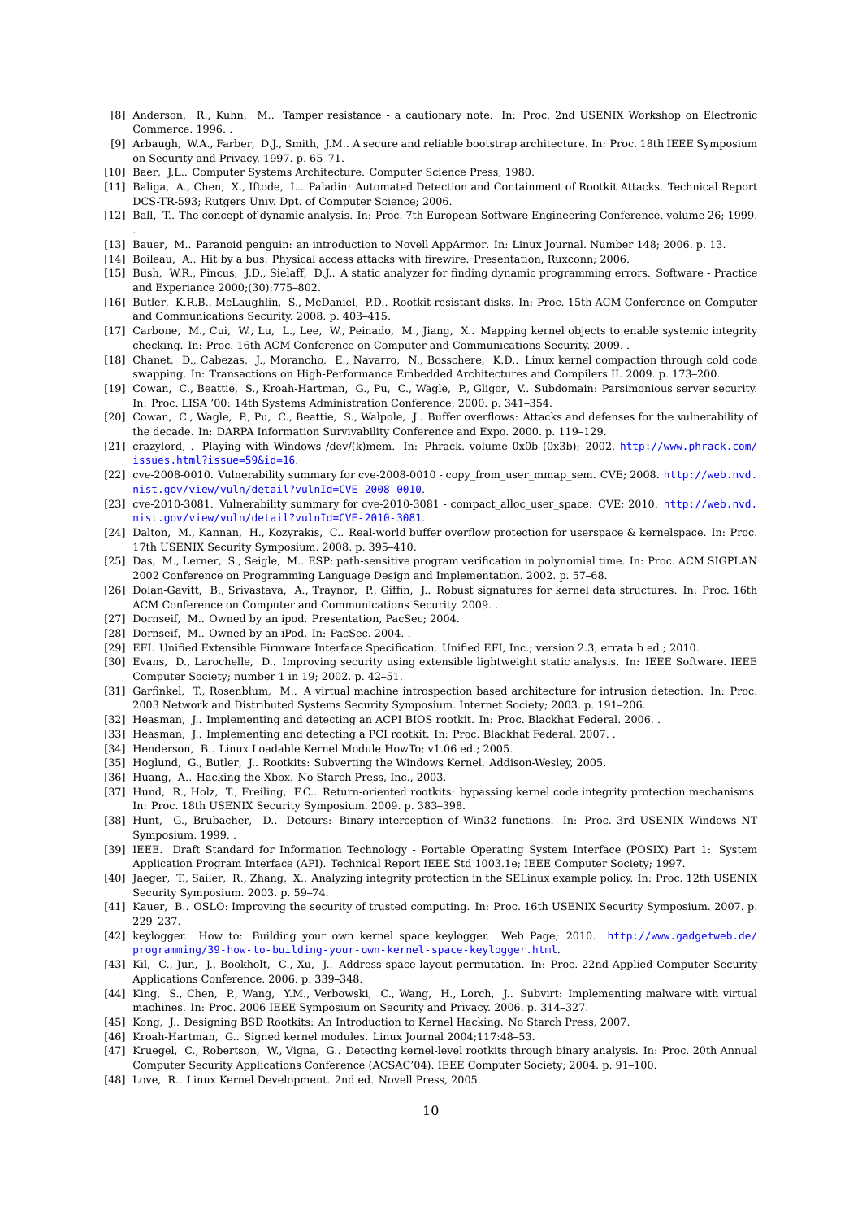[8] Anderson, R., Kuhn, M.. Tamper resistance - a cautionary note. In: Proc. 2nd USENIX Workshop on Electronic Commerce. 1996. .

[9] Arbaugh, W.A., Farber, D.J., Smith, J.M.. A secure and reliable bootstrap architecture. In: Proc. 18th IEEE Symposium on Security and Privacy. 1997. p. 65–71.

[10] Baer, J.L.. Computer Systems Architecture. Computer Science Press, 1980.

[11] Baliga, A., Chen, X., Iftode, L.. Paladin: Automated Detection and Containment of Rootkit Attacks. Technical Report DCS-TR-593; Rutgers Univ. Dpt. of Computer Science; 2006.

[12] Ball, T.. The concept of dynamic analysis. In: Proc. 7th European Software Engineering Conference. volume 26; 1999. .

[13] Bauer, M.. Paranoid penguin: an introduction to Novell AppArmor. In: Linux Journal. Number 148; 2006. p. 13.

[14] Boileau, A.. Hit by a bus: Physical access attacks with firewire. Presentation, Ruxconn; 2006.

[15] Bush, W.R., Pincus, J.D., Sielaff, D.J.. A static analyzer for finding dynamic programming errors. Software - Practice and Experiance 2000;(30):775–802.

[16] Butler, K.R.B., McLaughlin, S., McDaniel, P.D.. Rootkit-resistant disks. In: Proc. 15th ACM Conference on Computer and Communications Security. 2008. p. 403–415.

[17] Carbone, M., Cui, W., Lu, L., Lee, W., Peinado, M., Jiang, X.. Mapping kernel objects to enable systemic integrity checking. In: Proc. 16th ACM Conference on Computer and Communications Security. 2009. .

[18] Chanet, D., Cabezas, J., Morancho, E., Navarro, N., Bosschere, K.D.. Linux kernel compaction through cold code swapping. In: Transactions on High-Performance Embedded Architectures and Compilers II. 2009. p. 173–200.

[19] Cowan, C., Beattie, S., Kroah-Hartman, G., Pu, C., Wagle, P., Gligor, V.. Subdomain: Parsimonious server security. In: Proc. LISA '00: 14th Systems Administration Conference. 2000. p. 341–354.

[20] Cowan, C., Wagle, P., Pu, C., Beattie, S., Walpole, J.. Buffer overflows: Attacks and defenses for the vulnerability of the decade. In: DARPA Information Survivability Conference and Expo. 2000. p. 119–129.

[21] crazylord, . Playing with Windows /dev/(k)mem. In: Phrack. volume 0x0b (0x3b); 2002. http://www.phrack.com/issues.html?issue=59&id=16.

[22] cve-2008-0010. Vulnerability summary for cve-2008-0010 - copy_from_user_mmap_sem. CVE; 2008. http://web.nvd.nist.gov/view/vuln/detail?vulnId=CVE-2008-0010.

[23] cve-2010-3081. Vulnerability summary for cve-2010-3081 - compact_alloc_user_space. CVE; 2010. http://web.nvd.nist.gov/view/vuln/detail?vulnId=CVE-2010-3081.

[24] Dalton, M., Kannan, H., Kozyrakis, C.. Real-world buffer overflow protection for userspace & kernelspace. In: Proc. 17th USENIX Security Symposium. 2008. p. 395–410.

[25] Das, M., Lerner, S., Seigle, M.. ESP: path-sensitive program verification in polynomial time. In: Proc. ACM SIGPLAN 2002 Conference on Programming Language Design and Implementation. 2002. p. 57–68.

[26] Dolan-Gavitt, B., Srivastava, A., Traynor, P., Giffin, J.. Robust signatures for kernel data structures. In: Proc. 16th ACM Conference on Computer and Communications Security. 2009. .

[27] Dornseif, M.. Owned by an ipod. Presentation, PacSec; 2004.

[28] Dornseif, M.. Owned by an iPod. In: PacSec. 2004. .

[29] EFI. Unified Extensible Firmware Interface Specification. Unified EFI, Inc.; version 2.3, errata b ed.; 2010. .

[30] Evans, D., Larochelle, D.. Improving security using extensible lightweight static analysis. In: IEEE Software. IEEE Computer Society; number 1 in 19; 2002. p. 42–51.

[31] Garfinkel, T., Rosenblum, M.. A virtual machine introspection based architecture for intrusion detection. In: Proc. 2003 Network and Distributed Systems Security Symposium. Internet Society; 2003. p. 191–206.

[32] Heasman, J.. Implementing and detecting an ACPI BIOS rootkit. In: Proc. Blackhat Federal. 2006. .

[33] Heasman, J.. Implementing and detecting a PCI rootkit. In: Proc. Blackhat Federal. 2007. .

[34] Henderson, B.. Linux Loadable Kernel Module HowTo; v1.06 ed.; 2005. .

[35] Hoglund, G., Butler, J.. Rootkits: Subverting the Windows Kernel. Addison-Wesley, 2005.

[36] Huang, A.. Hacking the Xbox. No Starch Press, Inc., 2003.

[37] Hund, R., Holz, T., Freiling, F.C.. Return-oriented rootkits: bypassing kernel code integrity protection mechanisms. In: Proc. 18th USENIX Security Symposium. 2009. p. 383–398.

[38] Hunt, G., Brubacher, D.. Detours: Binary interception of Win32 functions. In: Proc. 3rd USENIX Windows NT Symposium. 1999. .

[39] IEEE. Draft Standard for Information Technology - Portable Operating System Interface (POSIX) Part 1: System Application Program Interface (API). Technical Report IEEE Std 1003.1e; IEEE Computer Society; 1997.

[40] Jaeger, T., Sailer, R., Zhang, X.. Analyzing integrity protection in the SELinux example policy. In: Proc. 12th USENIX Security Symposium. 2003. p. 59–74.

[41] Kauer, B.. OSLO: Improving the security of trusted computing. In: Proc. 16th USENIX Security Symposium. 2007. p. 229–237.

[42] keylogger. How to: Building your own kernel space keylogger. Web Page; 2010. http://www.gadgetweb.de/programming/39-how-to-building-your-own-kernel-space-keylogger.html.

[43] Kil, C., Jun, J., Bookholt, C., Xu, J.. Address space layout permutation. In: Proc. 22nd Applied Computer Security Applications Conference. 2006. p. 339–348.

[44] King, S., Chen, P., Wang, Y.M., Verbowski, C., Wang, H., Lorch, J.. Subvirt: Implementing malware with virtual machines. In: Proc. 2006 IEEE Symposium on Security and Privacy. 2006. p. 314–327.

[45] Kong, J.. Designing BSD Rootkits: An Introduction to Kernel Hacking. No Starch Press, 2007.

[46] Kroah-Hartman, G.. Signed kernel modules. Linux Journal 2004;117:48–53.

[47] Kruegel, C., Robertson, W., Vigna, G.. Detecting kernel-level rootkits through binary analysis. In: Proc. 20th Annual Computer Security Applications Conference (ACSAC'04). IEEE Computer Society; 2004. p. 91–100.

[48] Love, R.. Linux Kernel Development. 2nd ed. Novell Press, 2005.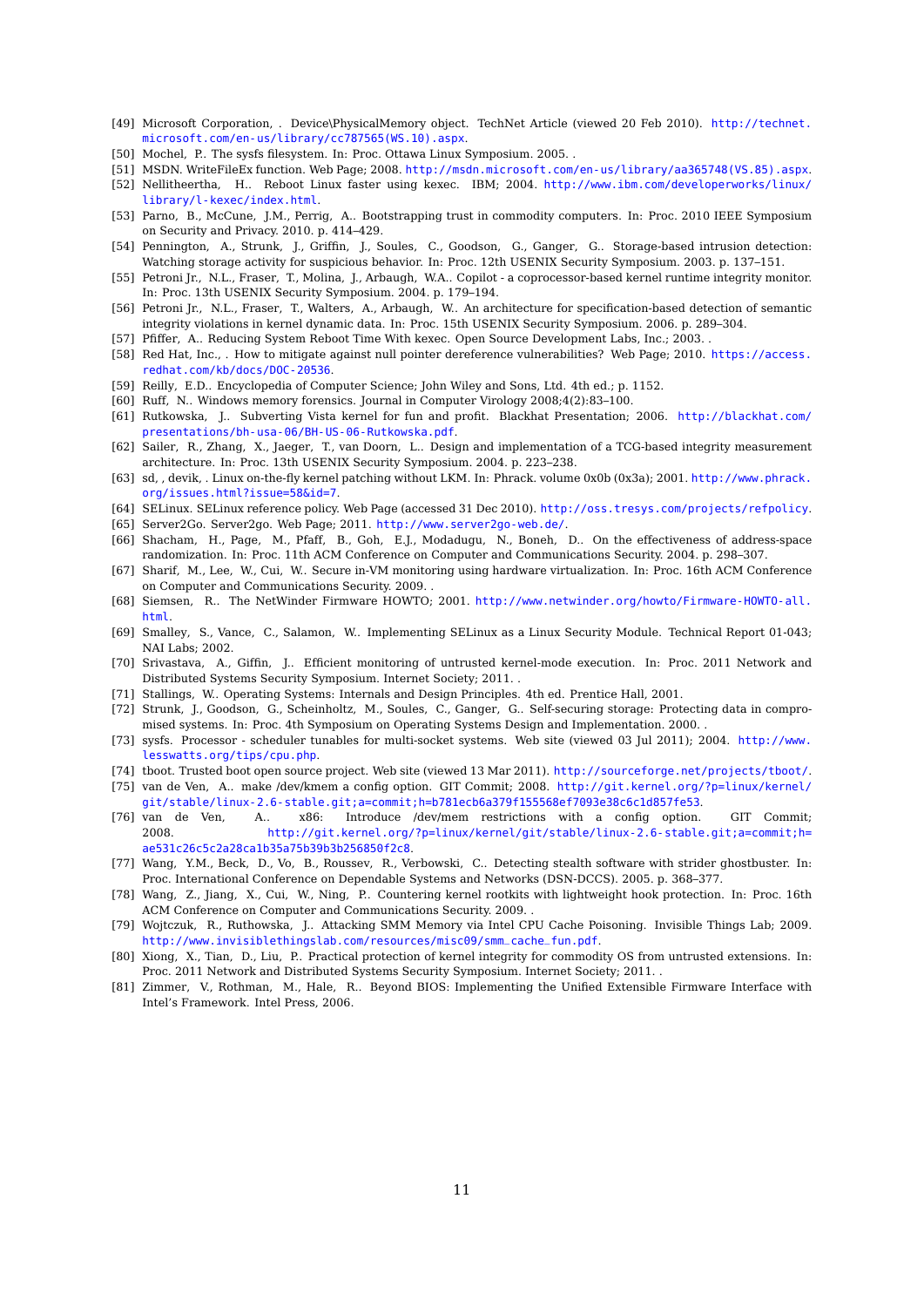[49] Microsoft Corporation, . Device\PhysicalMemory object. TechNet Article (viewed 20 Feb 2010). http://technet.microsoft.com/en-us/library/cc787565(WS.10).aspx.

[50] Mochel, P.. The sysfs filesystem. In: Proc. Ottawa Linux Symposium. 2005. .

[51] MSDN. WriteFileEx function. Web Page; 2008. http://msdn.microsoft.com/en-us/library/aa365748(VS.85).aspx.

[52] Nellitheertha, H.. Reboot Linux faster using kexec. IBM; 2004. http://www.ibm.com/developerworks/linux/library/l-kexec/index.html.

[53] Parno, B., McCune, J.M., Perrig, A.. Bootstrapping trust in commodity computers. In: Proc. 2010 IEEE Symposium on Security and Privacy. 2010. p. 414–429.

[54] Pennington, A., Strunk, J., Griffin, J., Soules, C., Goodson, G., Ganger, G.. Storage-based intrusion detection: Watching storage activity for suspicious behavior. In: Proc. 12th USENIX Security Symposium. 2003. p. 137–151.

[55] Petroni Jr., N.L., Fraser, T., Molina, J., Arbaugh, W.A.. Copilot - a coprocessor-based kernel runtime integrity monitor. In: Proc. 13th USENIX Security Symposium. 2004. p. 179–194.

[56] Petroni Jr., N.L., Fraser, T., Walters, A., Arbaugh, W.. An architecture for specification-based detection of semantic integrity violations in kernel dynamic data. In: Proc. 15th USENIX Security Symposium. 2006. p. 289–304.

[57] Pfiffer, A.. Reducing System Reboot Time With kexec. Open Source Development Labs, Inc.; 2003. .

[58] Red Hat, Inc., . How to mitigate against null pointer dereference vulnerabilities? Web Page; 2010. https://access.redhat.com/kb/docs/DOC-20536.

[59] Reilly, E.D.. Encyclopedia of Computer Science; John Wiley and Sons, Ltd. 4th ed.; p. 1152.

[60] Ruff, N.. Windows memory forensics. Journal in Computer Virology 2008;4(2):83–100.

[61] Rutkowska, J.. Subverting Vista kernel for fun and profit. Blackhat Presentation; 2006. http://blackhat.com/presentations/bh-usa-06/BH-US-06-Rutkowska.pdf.

[62] Sailer, R., Zhang, X., Jaeger, T., van Doorn, L.. Design and implementation of a TCG-based integrity measurement architecture. In: Proc. 13th USENIX Security Symposium. 2004. p. 223–238.

[63] sd, , devik, . Linux on-the-fly kernel patching without LKM. In: Phrack. volume 0x0b (0x3a); 2001. http://www.phrack.org/issues.html?issue=58&id=7.

[64] SELinux. SELinux reference policy. Web Page (accessed 31 Dec 2010). http://oss.tresys.com/projects/refpolicy.

[65] Server2Go. Server2go. Web Page; 2011. http://www.server2go-web.de/.

[66] Shacham, H., Page, M., Pfaff, B., Goh, E.J., Modadugu, N., Boneh, D.. On the effectiveness of address-space randomization. In: Proc. 11th ACM Conference on Computer and Communications Security. 2004. p. 298–307.

[67] Sharif, M., Lee, W., Cui, W.. Secure in-VM monitoring using hardware virtualization. In: Proc. 16th ACM Conference on Computer and Communications Security. 2009. .

[68] Siemsen, R.. The NetWinder Firmware HOWTO; 2001. http://www.netwinder.org/howto/Firmware-HOWTO-all.html.

[69] Smalley, S., Vance, C., Salamon, W.. Implementing SELinux as a Linux Security Module. Technical Report 01-043; NAI Labs; 2002.

[70] Srivastava, A., Giffin, J.. Efficient monitoring of untrusted kernel-mode execution. In: Proc. 2011 Network and Distributed Systems Security Symposium. Internet Society; 2011. .

[71] Stallings, W.. Operating Systems: Internals and Design Principles. 4th ed. Prentice Hall, 2001.

[72] Strunk, J., Goodson, G., Scheinholtz, M., Soules, C., Ganger, G.. Self-securing storage: Protecting data in compromised systems. In: Proc. 4th Symposium on Operating Systems Design and Implementation. 2000. .

[73] sysfs. Processor - scheduler tunables for multi-socket systems. Web site (viewed 03 Jul 2011); 2004. http://www.lesswatts.org/tips/cpu.php.

[74] tboot. Trusted boot open source project. Web site (viewed 13 Mar 2011). http://sourceforge.net/projects/tboot/.

[75] van de Ven, A.. make /dev/kmem a config option. GIT Commit; 2008. http://git.kernel.org/?p=linux/kernel/git/stable/linux-2.6-stable.git;a=commit;h=b781ecb6a379f155568ef7093e38c6c1d857fe53.

[76] van de Ven, A.. x86: Introduce /dev/mem restrictions with a config option. GIT Commit; 2008. http://git.kernel.org/?p=linux/kernel/git/stable/linux-2.6-stable.git;a=commit;h=ae531c26c5c2a28ca1b35a75b39b3b256850f2c8.

[77] Wang, Y.M., Beck, D., Vo, B., Roussev, R., Verbowski, C.. Detecting stealth software with strider ghostbuster. In: Proc. International Conference on Dependable Systems and Networks (DSN-DCCS). 2005. p. 368–377.

[78] Wang, Z., Jiang, X., Cui, W., Ning, P.. Countering kernel rootkits with lightweight hook protection. In: Proc. 16th ACM Conference on Computer and Communications Security. 2009. .

[79] Wojtczuk, R., Ruthowska, J.. Attacking SMM Memory via Intel CPU Cache Poisoning. Invisible Things Lab; 2009. http://www.invisiblethingslab.com/resources/misc09/smm_cache_fun.pdf.

[80] Xiong, X., Tian, D., Liu, P.. Practical protection of kernel integrity for commodity OS from untrusted extensions. In: Proc. 2011 Network and Distributed Systems Security Symposium. Internet Society; 2011. .

[81] Zimmer, V., Rothman, M., Hale, R.. Beyond BIOS: Implementing the Unified Extensible Firmware Interface with Intel's Framework. Intel Press, 2006.